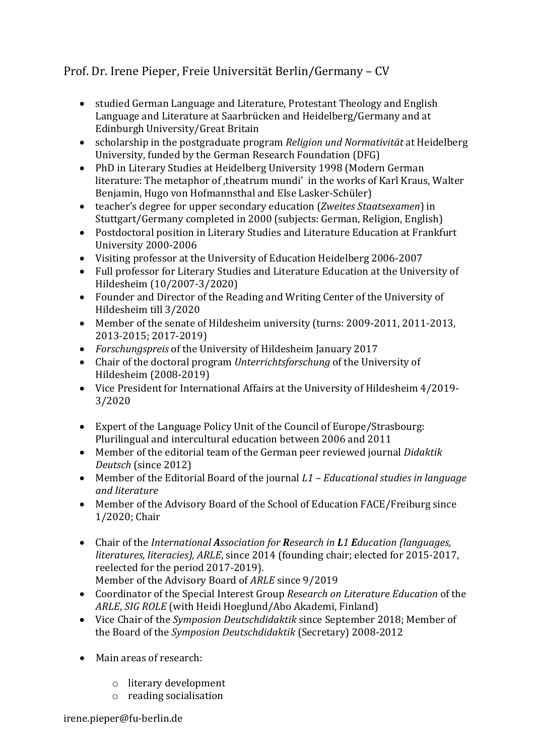# Prof. Dr. Irene Pieper, Freie Universität Berlin/Germany – CV

- studied German Language and Literature, Protestant Theology and English Language and Literature at Saarbrücken and Heidelberg/Germany and at Edinburgh University/Great Britain
- scholarship in the postgraduate program *Religion und Normativität* at Heidelberg University, funded by the German Research Foundation (DFG)
- PhD in Literary Studies at Heidelberg University 1998 (Modern German literature: The metaphor of ‚theatrum mundi' in the works of Karl Kraus, Walter Benjamin, Hugo von Hofmannsthal and Else Lasker-Schüler)
- teacher's degree for upper secondary education (*Zweites Staatsexamen*) in Stuttgart/Germany completed in 2000 (subjects: German, Religion, English)
- Postdoctoral position in Literary Studies and Literature Education at Frankfurt University 2000-2006
- Visiting professor at the University of Education Heidelberg 2006-2007
- Full professor for Literary Studies and Literature Education at the University of Hildesheim (10/2007-3/2020)
- Founder and Director of the Reading and Writing Center of the University of Hildesheim till 3/2020
- Member of the senate of Hildesheim university (turns: 2009-2011, 2011-2013, 2013-2015; 2017-2019)
- *Forschungspreis* of the University of Hildesheim January 2017
- Chair of the doctoral program *Unterrichtsforschung* of the University of Hildesheim (2008-2019)
- Vice President for International Affairs at the University of Hildesheim 4/2019-3/2020

- Expert of the Language Policy Unit of the Council of Europe/Strasbourg: Plurilingual and intercultural education between 2006 and 2011
- Member of the editorial team of the German peer reviewed journal *Didaktik Deutsch* (since 2012)
- Member of the Editorial Board of the journal *L1 – Educational studies in language and literature*
- Member of the Advisory Board of the School of Education FACE/Freiburg since 1/2020; Chair

- Chair of the *International **A**ssociation for **R**esearch in **L**1 **E**ducation (languages, literatures, literacies), ARLE*, since 2014 (founding chair; elected for 2015-2017, reelected for the period 2017-2019).
  Member of the Advisory Board of *ARLE* since 9/2019
- Coordinator of the Special Interest Group *Research on Literature Education* of the *ARLE*, *SIG ROLE* (with Heidi Hoeglund/Abo Akademi, Finland)
- Vice Chair of the *Symposion Deutschdidaktik* since September 2018; Member of the Board of the *Symposion Deutschdidaktik* (Secretary) 2008-2012

- Main areas of research:
  - literary development
  - reading socialisation

irene.pieper@fu-berlin.de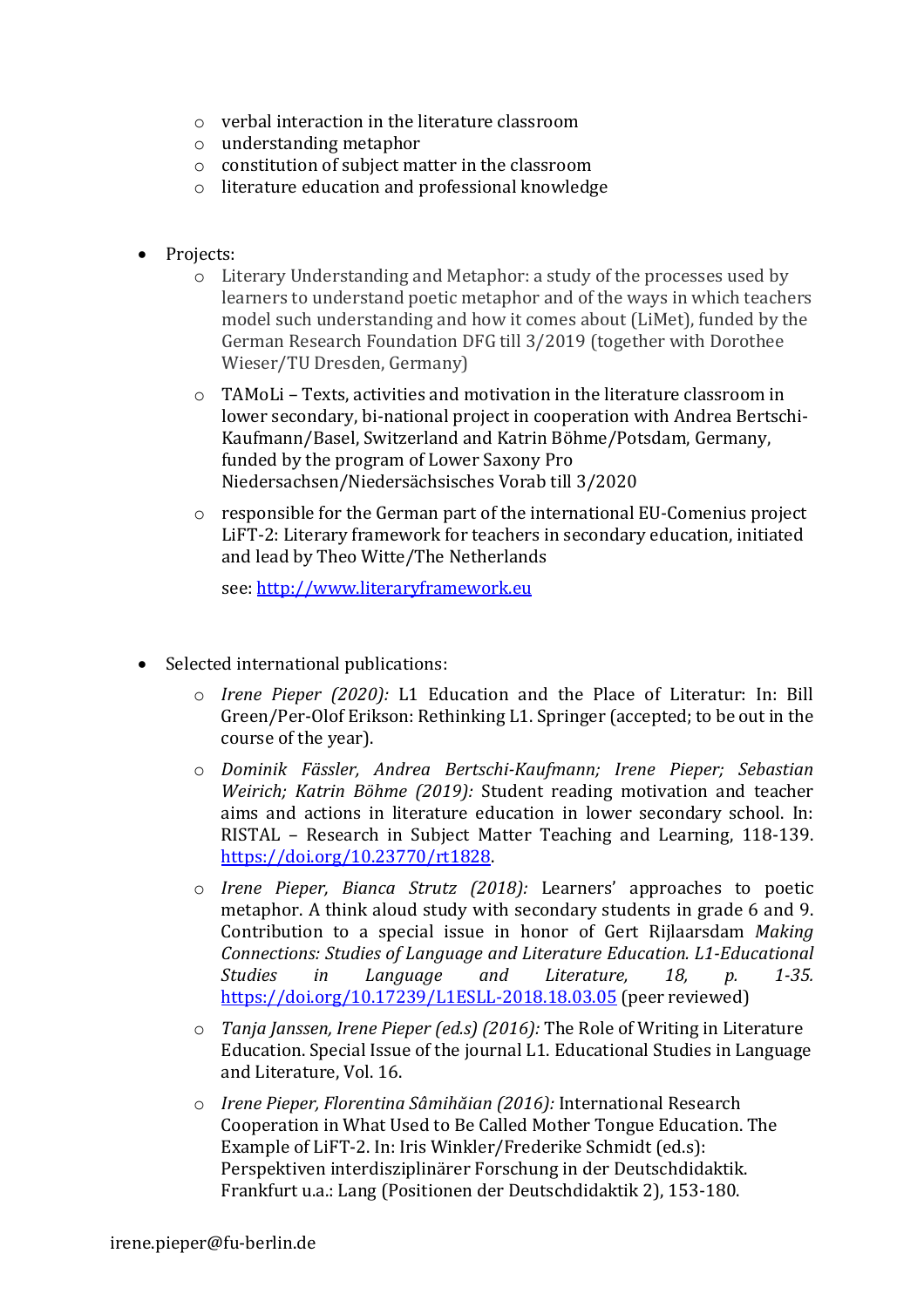- verbal interaction in the literature classroom
  - understanding metaphor
  - constitution of subject matter in the classroom
  - literature education and professional knowledge

- Projects:
  - Literary Understanding and Metaphor: a study of the processes used by learners to understand poetic metaphor and of the ways in which teachers model such understanding and how it comes about (LiMet), funded by the German Research Foundation DFG till 3/2019 (together with Dorothee Wieser/TU Dresden, Germany)
  - TAMoLi – Texts, activities and motivation in the literature classroom in lower secondary, bi-national project in cooperation with Andrea Bertschi-Kaufmann/Basel, Switzerland and Katrin Böhme/Potsdam, Germany, funded by the program of Lower Saxony Pro Niedersachsen/Niedersächsisches Vorab till 3/2020
  - responsible for the German part of the international EU-Comenius project LiFT-2: Literary framework for teachers in secondary education, initiated and lead by Theo Witte/The Netherlands

    see: http://www.literaryframework.eu

- Selected international publications:
  - *Irene Pieper (2020):* L1 Education and the Place of Literatur: In: Bill Green/Per-Olof Erikson: Rethinking L1. Springer (accepted; to be out in the course of the year).
  - *Dominik Fässler, Andrea Bertschi-Kaufmann; Irene Pieper; Sebastian Weirich; Katrin Böhme (2019):* Student reading motivation and teacher aims and actions in literature education in lower secondary school. In: RISTAL – Research in Subject Matter Teaching and Learning, 118-139. https://doi.org/10.23770/rt1828.
  - *Irene Pieper, Bianca Strutz (2018):* Learners' approaches to poetic metaphor. A think aloud study with secondary students in grade 6 and 9. Contribution to a special issue in honor of Gert Rijlaarsdam *Making Connections: Studies of Language and Literature Education. L1-Educational Studies in Language and Literature, 18, p. 1-35.* https://doi.org/10.17239/L1ESLL-2018.18.03.05 (peer reviewed)
  - *Tanja Janssen, Irene Pieper (ed.s) (2016):* The Role of Writing in Literature Education. Special Issue of the journal L1. Educational Studies in Language and Literature, Vol. 16.
  - *Irene Pieper, Florentina Sâmihăian (2016):* International Research Cooperation in What Used to Be Called Mother Tongue Education. The Example of LiFT-2. In: Iris Winkler/Frederike Schmidt (ed.s): Perspektiven interdisziplinärer Forschung in der Deutschdidaktik. Frankfurt u.a.: Lang (Positionen der Deutschdidaktik 2), 153-180.

irene.pieper@fu-berlin.de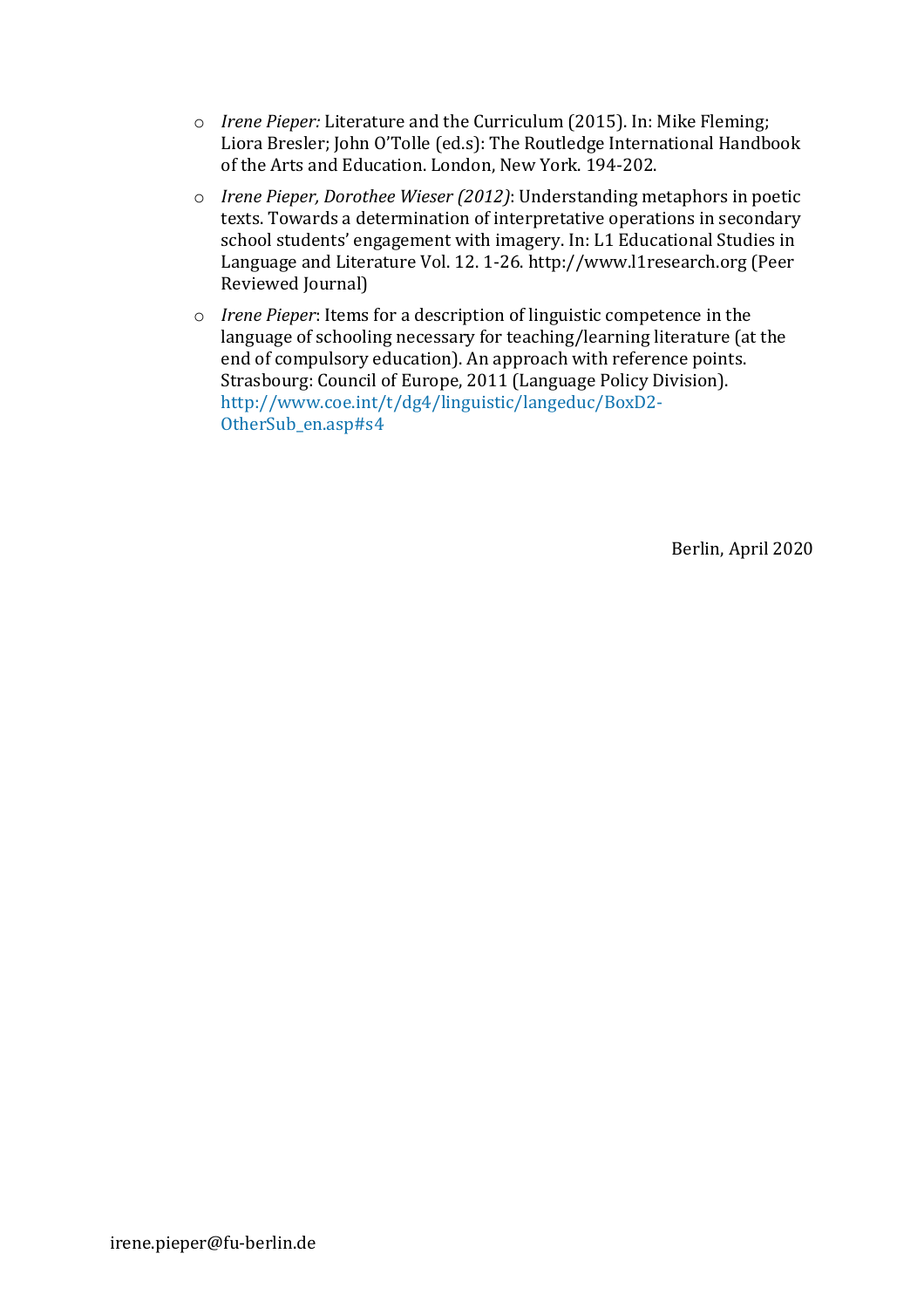- *Irene Pieper:* Literature and the Curriculum (2015). In: Mike Fleming; Liora Bresler; John O'Tolle (ed.s): The Routledge International Handbook of the Arts and Education. London, New York. 194-202.
- *Irene Pieper, Dorothee Wieser (2012)*: Understanding metaphors in poetic texts. Towards a determination of interpretative operations in secondary school students' engagement with imagery. In: L1 Educational Studies in Language and Literature Vol. 12. 1-26. http://www.l1research.org (Peer Reviewed Journal)
- *Irene Pieper*: Items for a description of linguistic competence in the language of schooling necessary for teaching/learning literature (at the end of compulsory education). An approach with reference points. Strasbourg: Council of Europe, 2011 (Language Policy Division). http://www.coe.int/t/dg4/linguistic/langeduc/BoxD2-OtherSub_en.asp#s4

Berlin, April 2020

irene.pieper@fu-berlin.de